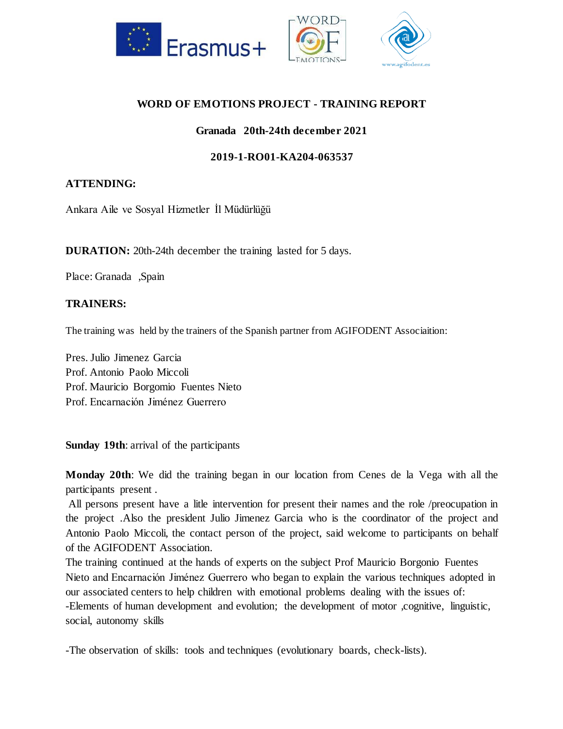## WORD OF EMOTIONS PROJECT - TRAINING REPORT

**Granada 20th-24th december 2021**

**2019-1-RO01-KA204-063537**

**ATTENDING:**

Ankara Aile ve Sosyal Hizmetler İl Müdürlüğü

**DURATION:** 20th-24th december the training lasted for 5 days.

Place: Granada ,Spain

**TRAINERS:**

The training was held by the trainers of the Spanish partner from AGIFODENT Associaition:

Pres. Julio Jimenez Garcia
Prof. Antonio Paolo Miccoli
Prof. Mauricio Borgomio Fuentes Nieto
Prof. Encarnación Jiménez Guerrero

**Sunday 19th**: arrival of the participants

**Monday 20th**: We did the training began in our location from Cenes de la Vega with all the participants present .
All persons present have a litle intervention for present their names and the role /preocupation in the project .Also the president Julio Jimenez Garcia who is the coordinator of the project and Antonio Paolo Miccoli, the contact person of the project, said welcome to participants on behalf of the AGIFODENT Association.
The training continued at the hands of experts on the subject Prof Mauricio Borgonio Fuentes Nieto and Encarnación Jiménez Guerrero who began to explain the various techniques adopted in our associated centers to help children with emotional problems dealing with the issues of:
-Elements of human development and evolution; the development of motor ,cognitive, linguistic, social, autonomy skills

-The observation of skills: tools and techniques (evolutionary boards, check-lists).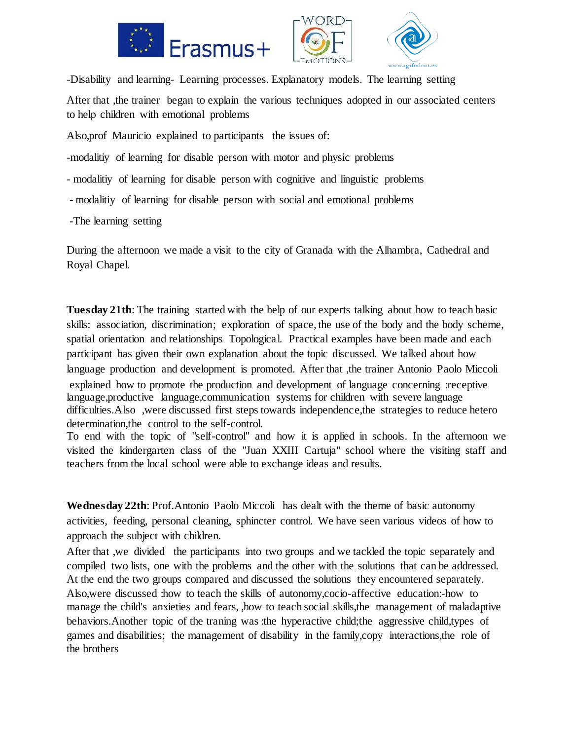-Disability and learning- Learning processes. Explanatory models. The learning setting

After that ,the trainer began to explain the various techniques adopted in our associated centers to help children with emotional problems

Also,prof Mauricio explained to participants the issues of:

-modalitiy of learning for disable person with motor and physic problems

- modalitiy of learning for disable person with cognitive and linguistic problems

- modalitiy of learning for disable person with social and emotional problems

-The learning setting

During the afternoon we made a visit to the city of Granada with the Alhambra, Cathedral and Royal Chapel.

**Tuesday 21th**: The training started with the help of our experts talking about how to teach basic skills: association, discrimination; exploration of space, the use of the body and the body scheme, spatial orientation and relationships Topological. Practical examples have been made and each participant has given their own explanation about the topic discussed. We talked about how language production and development is promoted. After that ,the trainer Antonio Paolo Miccoli explained how to promote the production and development of language concerning :receptive language,productive language,communication systems for children with severe language difficulties.Also ,were discussed first steps towards independence,the strategies to reduce hetero determination,the control to the self-control.
To end with the topic of "self-control" and how it is applied in schools. In the afternoon we visited the kindergarten class of the "Juan XXIII Cartuja" school where the visiting staff and teachers from the local school were able to exchange ideas and results.

**Wednesday 22th**: Prof.Antonio Paolo Miccoli has dealt with the theme of basic autonomy activities, feeding, personal cleaning, sphincter control. We have seen various videos of how to approach the subject with children.
After that ,we divided the participants into two groups and we tackled the topic separately and compiled two lists, one with the problems and the other with the solutions that can be addressed. At the end the two groups compared and discussed the solutions they encountered separately. Also,were discussed :how to teach the skills of autonomy,cocio-affective education:-how to manage the child's anxieties and fears, ,how to teach social skills,the management of maladaptive behaviors.Another topic of the traning was :the hyperactive child;the aggressive child,types of games and disabilities; the management of disability in the family,copy interactions,the role of the brothers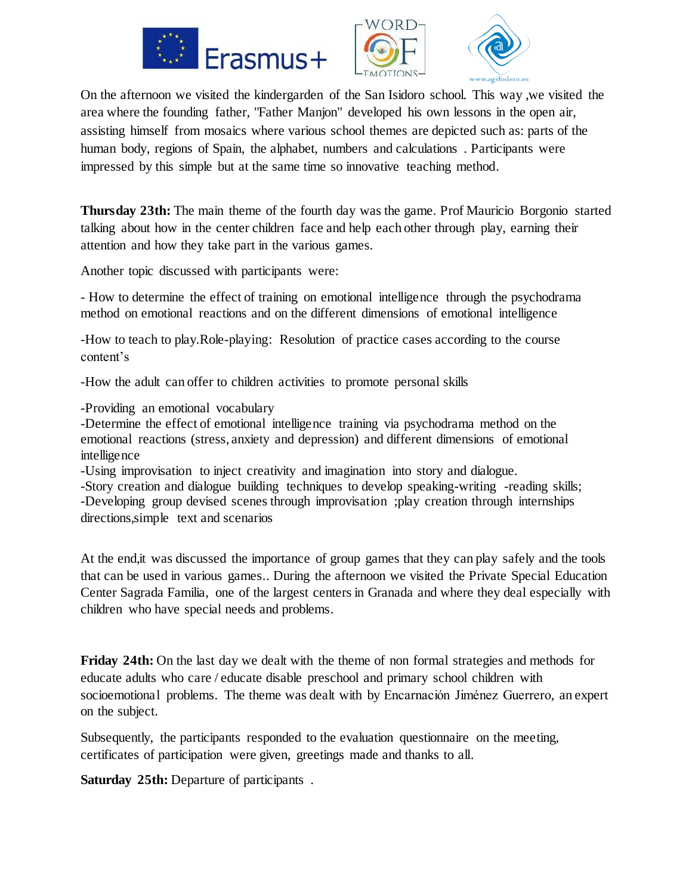On the afternoon we visited the kindergarden of the San Isidoro school. This way ,we visited the area where the founding father, "Father Manjon" developed his own lessons in the open air, assisting himself from mosaics where various school themes are depicted such as: parts of the human body, regions of Spain, the alphabet, numbers and calculations . Participants were impressed by this simple but at the same time so innovative teaching method.

**Thursday 23th:** The main theme of the fourth day was the game. Prof Mauricio Borgonio started talking about how in the center children face and help each other through play, earning their attention and how they take part in the various games.

Another topic discussed with participants were:

- How to determine the effect of training on emotional intelligence through the psychodrama method on emotional reactions and on the different dimensions of emotional intelligence

-How to teach to play.Role-playing: Resolution of practice cases according to the course content's

-How the adult can offer to children activities to promote personal skills

-Providing an emotional vocabulary
-Determine the effect of emotional intelligence training via psychodrama method on the emotional reactions (stress, anxiety and depression) and different dimensions of emotional intelligence
-Using improvisation to inject creativity and imagination into story and dialogue.
-Story creation and dialogue building techniques to develop speaking-writing -reading skills;
-Developing group devised scenes through improvisation ;play creation through internships directions,simple text and scenarios

At the end,it was discussed the importance of group games that they can play safely and the tools that can be used in various games.. During the afternoon we visited the Private Special Education Center Sagrada Familia, one of the largest centers in Granada and where they deal especially with children who have special needs and problems.

**Friday 24th:** On the last day we dealt with the theme of non formal strategies and methods for educate adults who care / educate disable preschool and primary school children with socioemotional problems. The theme was dealt with by Encarnación Jiménez Guerrero, an expert on the subject.

Subsequently, the participants responded to the evaluation questionnaire on the meeting, certificates of participation were given, greetings made and thanks to all.

**Saturday 25th:** Departure of participants .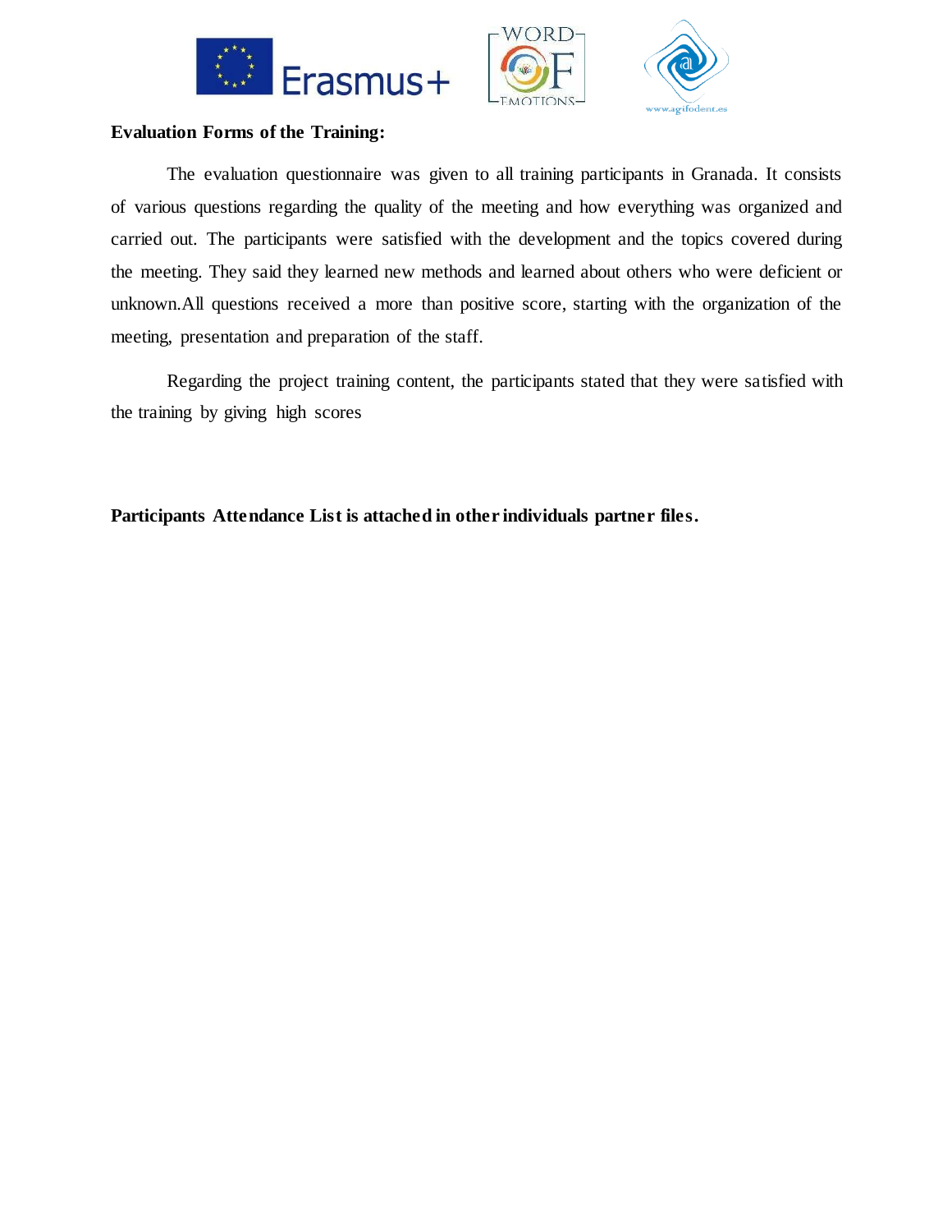**Evaluation Forms of the Training:**

The evaluation questionnaire was given to all training participants in Granada. It consists of various questions regarding the quality of the meeting and how everything was organized and carried out. The participants were satisfied with the development and the topics covered during the meeting. They said they learned new methods and learned about others who were deficient or unknown.All questions received a more than positive score, starting with the organization of the meeting, presentation and preparation of the staff.

Regarding the project training content, the participants stated that they were satisfied with the training by giving high scores

**Participants Attendance List is attached in other individuals partner files.**